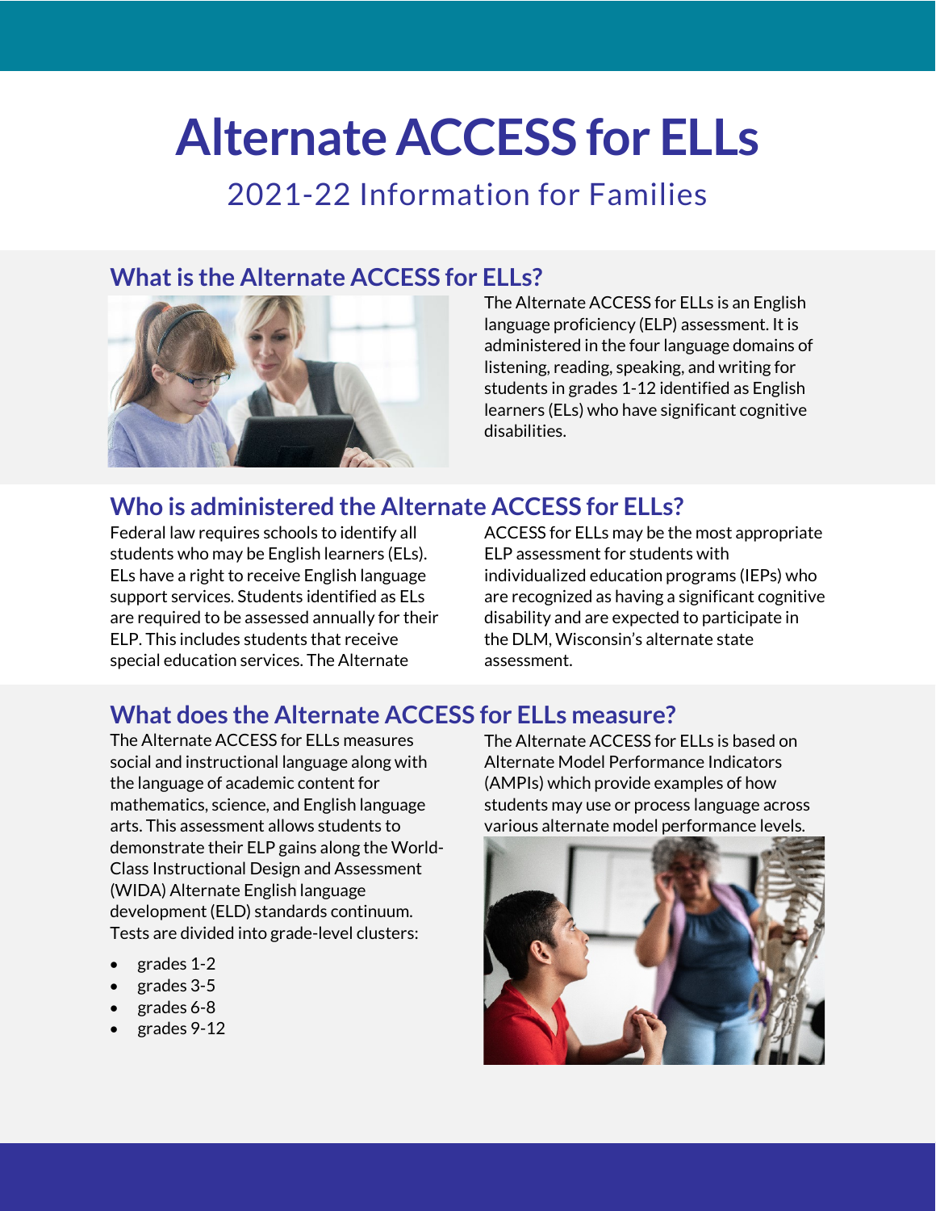# Alternate ACCESS for ELLs

## 2021-22 Information for Families

### What is the Alternate ACCESS for ELLs?

The Alternate ACCESS for ELLs is an English language proficiency (ELP) assessment. It is administered in the four language domains of listening, reading, speaking, and writing for students in grades 1-12 identified as English learners (ELs) who have significant cognitive disabilities.

### Who is administered the Alternate ACCESS for ELLs?

Federal law requires schools to identify all students who may be English learners (ELs). ELs have a right to receive English language support services. Students identified as ELs are required to be assessed annually for their ELP. This includes students that receive special education services. The Alternate ACCESS for ELLs may be the most appropriate ELP assessment for students with individualized education programs (IEPs) who are recognized as having a significant cognitive disability and are expected to participate in the DLM, Wisconsin's alternate state assessment.

### What does the Alternate ACCESS for ELLs measure?

The Alternate ACCESS for ELLs measures social and instructional language along with the language of academic content for mathematics, science, and English language arts. This assessment allows students to demonstrate their ELP gains along the World-Class Instructional Design and Assessment (WIDA) Alternate English language development (ELD) standards continuum. Tests are divided into grade-level clusters:

- grades 1-2
- grades 3-5
- grades 6-8
- grades 9-12

The Alternate ACCESS for ELLs is based on Alternate Model Performance Indicators (AMPIs) which provide examples of how students may use or process language across various alternate model performance levels.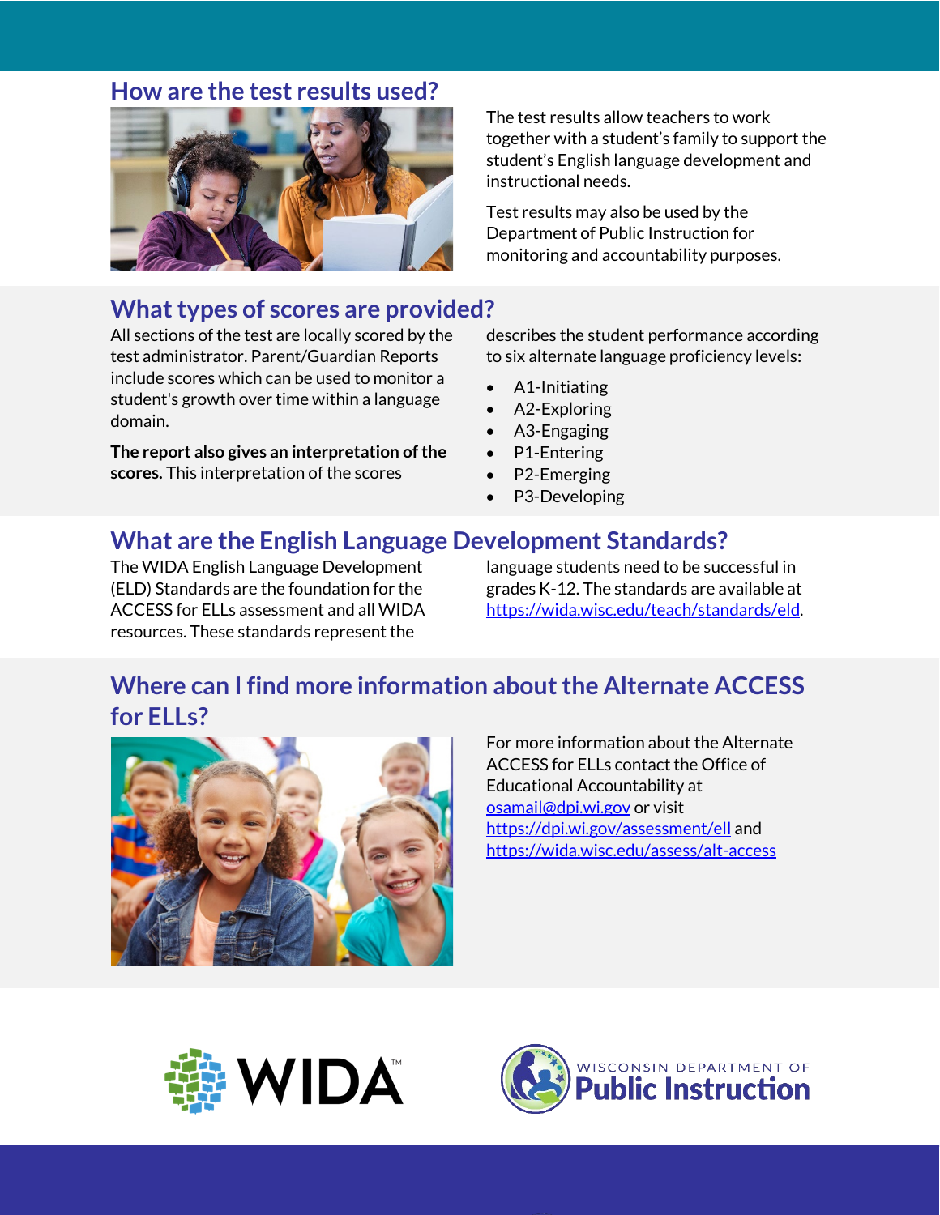## How are the test results used?

The test results allow teachers to work together with a student's family to support the student's English language development and instructional needs.

Test results may also be used by the Department of Public Instruction for monitoring and accountability purposes.

## What types of scores are provided?

All sections of the test are locally scored by the test administrator. Parent/Guardian Reports include scores which can be used to monitor a student's growth over time within a language domain.

**The report also gives an interpretation of the scores.** This interpretation of the scores describes the student performance according to six alternate language proficiency levels:

- A1-Initiating
- A2-Exploring
- A3-Engaging
- P1-Entering
- P2-Emerging
- P3-Developing

## What are the English Language Development Standards?

The WIDA English Language Development (ELD) Standards are the foundation for the ACCESS for ELLs assessment and all WIDA resources. These standards represent the language students need to be successful in grades K-12. The standards are available at https://wida.wisc.edu/teach/standards/eld.

## Where can I find more information about the Alternate ACCESS for ELLs?

For more information about the Alternate ACCESS for ELLs contact the Office of Educational Accountability at osamail@dpi.wi.gov or visit https://dpi.wi.gov/assessment/ell and https://wida.wisc.edu/assess/alt-access

WIDA™

WISCONSIN DEPARTMENT OF Public Instruction